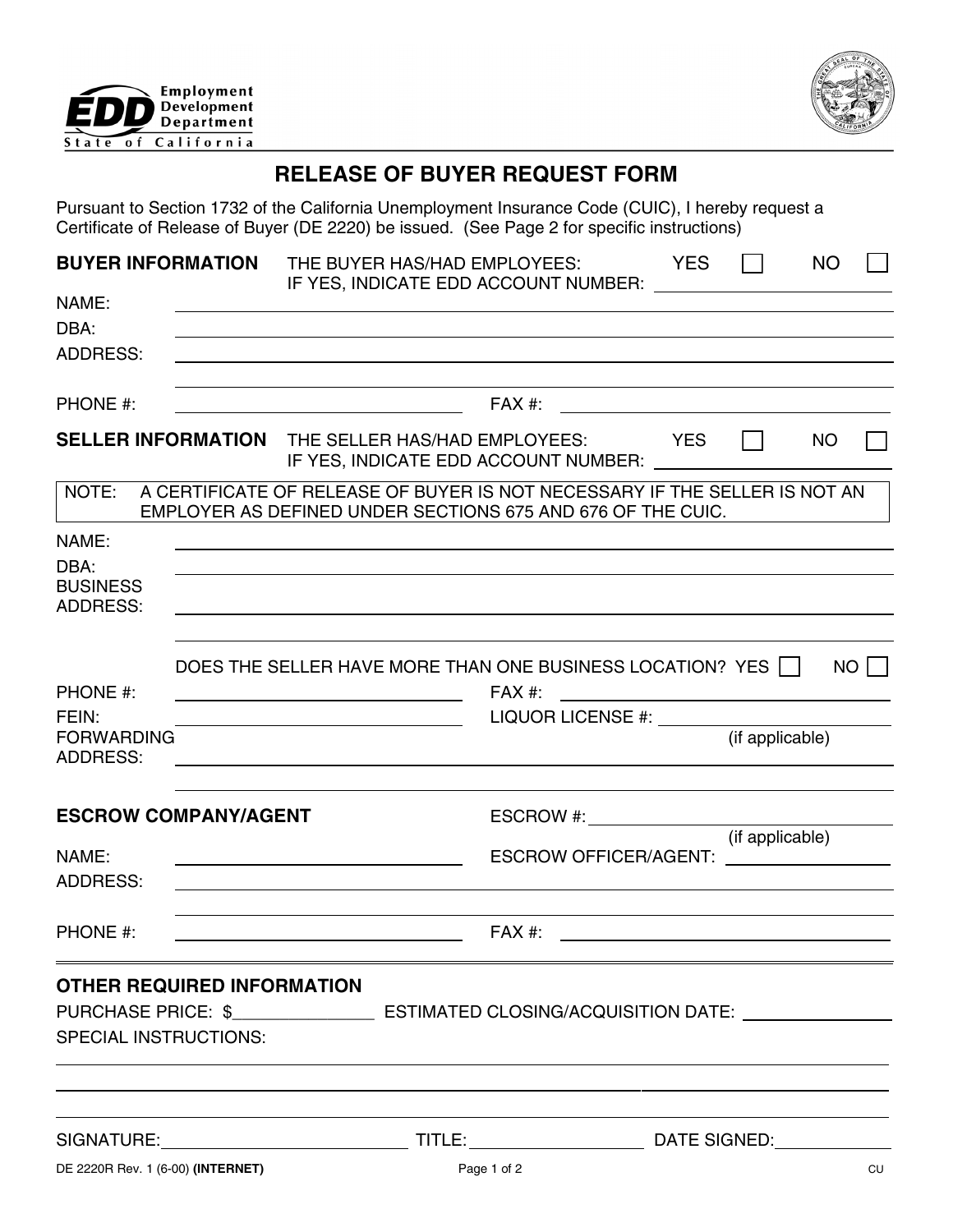Employment Development Department
State of California

# RELEASE OF BUYER REQUEST FORM

Pursuant to Section 1732 of the California Unemployment Insurance Code (CUIC), I hereby request a Certificate of Release of Buyer (DE 2220) be issued. (See Page 2 for specific instructions)

## BUYER INFORMATION

THE BUYER HAS/HAD EMPLOYEES: YES ☐ NO ☐
IF YES, INDICATE EDD ACCOUNT NUMBER: ____________

NAME: ____________

DBA: ____________

ADDRESS: ____________

____________

PHONE #: ____________ FAX #: ____________

## SELLER INFORMATION

THE SELLER HAS/HAD EMPLOYEES: YES ☐ NO ☐
IF YES, INDICATE EDD ACCOUNT NUMBER: ____________

> NOTE: A CERTIFICATE OF RELEASE OF BUYER IS NOT NECESSARY IF THE SELLER IS NOT AN EMPLOYER AS DEFINED UNDER SECTIONS 675 AND 676 OF THE CUIC.

NAME: ____________

DBA: ____________

BUSINESS ADDRESS: ____________

____________

DOES THE SELLER HAVE MORE THAN ONE BUSINESS LOCATION? YES ☐ NO ☐

PHONE #: ____________ FAX #: ____________

FEIN: ____________ LIQUOR LICENSE #: ____________ (if applicable)

FORWARDING ADDRESS: ____________

____________

## ESCROW COMPANY/AGENT

ESCROW #: ____________ (if applicable)

NAME: ____________ ESCROW OFFICER/AGENT: ____________

ADDRESS: ____________

____________

PHONE #: ____________ FAX #: ____________

## OTHER REQUIRED INFORMATION

PURCHASE PRICE: $____________ ESTIMATED CLOSING/ACQUISITION DATE: ____________

SPECIAL INSTRUCTIONS:

____________

____________

____________

SIGNATURE: ____________ TITLE: ____________ DATE SIGNED: ____________

DE 2220R Rev. 1 (6-00) **(INTERNET)** CU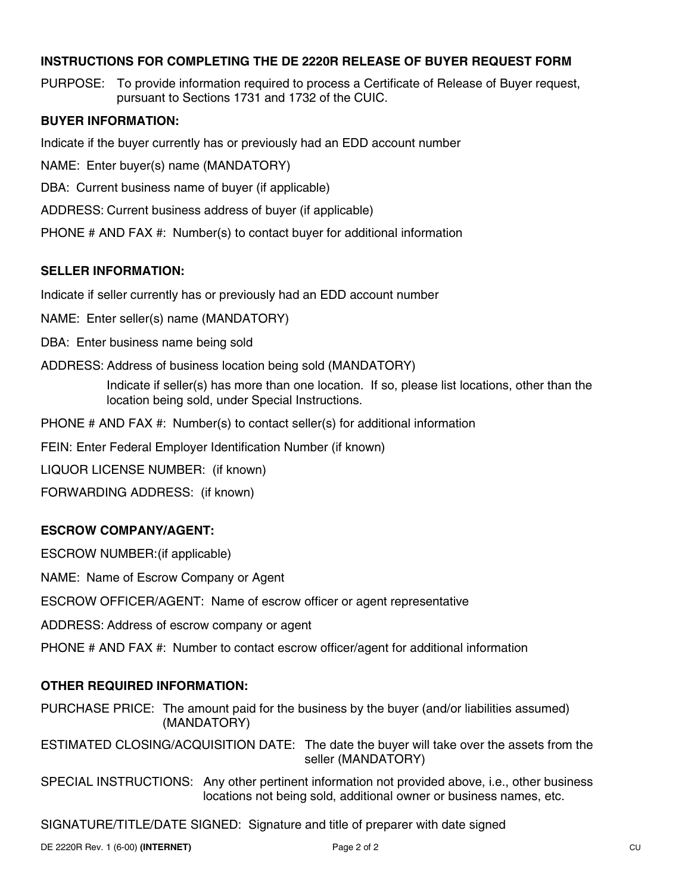## INSTRUCTIONS FOR COMPLETING THE DE 2220R RELEASE OF BUYER REQUEST FORM

PURPOSE: To provide information required to process a Certificate of Release of Buyer request, pursuant to Sections 1731 and 1732 of the CUIC.

### BUYER INFORMATION:

Indicate if the buyer currently has or previously had an EDD account number

NAME: Enter buyer(s) name (MANDATORY)

DBA: Current business name of buyer (if applicable)

ADDRESS: Current business address of buyer (if applicable)

PHONE # AND FAX #: Number(s) to contact buyer for additional information

### SELLER INFORMATION:

Indicate if seller currently has or previously had an EDD account number

NAME: Enter seller(s) name (MANDATORY)

DBA: Enter business name being sold

ADDRESS: Address of business location being sold (MANDATORY)

Indicate if seller(s) has more than one location. If so, please list locations, other than the location being sold, under Special Instructions.

PHONE # AND FAX #: Number(s) to contact seller(s) for additional information

FEIN: Enter Federal Employer Identification Number (if known)

LIQUOR LICENSE NUMBER: (if known)

FORWARDING ADDRESS: (if known)

### ESCROW COMPANY/AGENT:

ESCROW NUMBER:(if applicable)

NAME: Name of Escrow Company or Agent

ESCROW OFFICER/AGENT: Name of escrow officer or agent representative

ADDRESS: Address of escrow company or agent

PHONE # AND FAX #: Number to contact escrow officer/agent for additional information

### OTHER REQUIRED INFORMATION:

PURCHASE PRICE: The amount paid for the business by the buyer (and/or liabilities assumed) (MANDATORY)

ESTIMATED CLOSING/ACQUISITION DATE: The date the buyer will take over the assets from the seller (MANDATORY)

SPECIAL INSTRUCTIONS: Any other pertinent information not provided above, i.e., other business locations not being sold, additional owner or business names, etc.

SIGNATURE/TITLE/DATE SIGNED: Signature and title of preparer with date signed

DE 2220R Rev. 1 (6-00) **(INTERNET)** CU